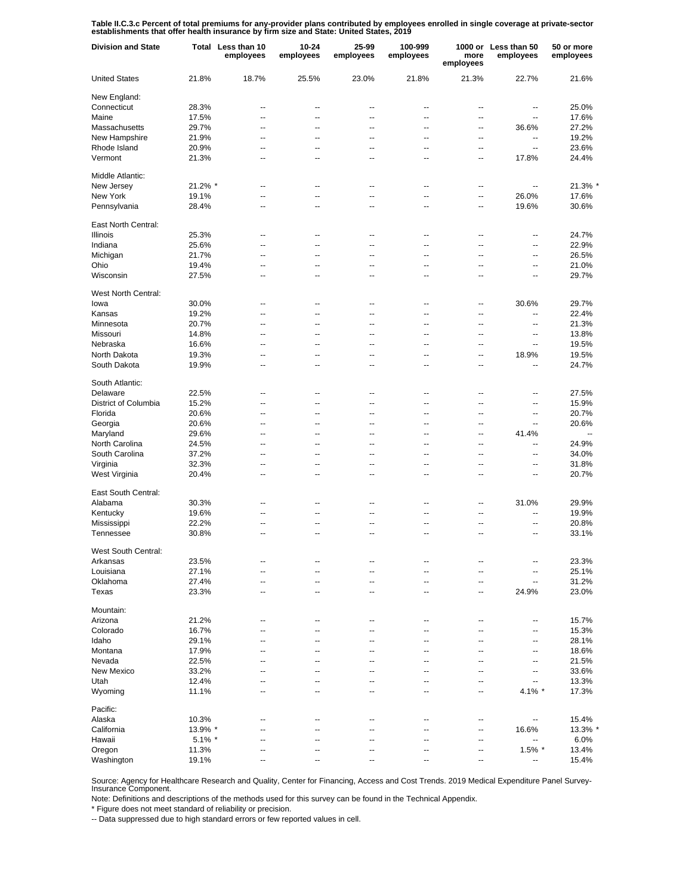**Table II.C.3.c Percent of total premiums for any-provider plans contributed by employees enrolled in single coverage at private-sector establishments that offer health insurance by firm size and State: United States, 2019**

| Division and State | Total | Less than 10 employees | 10-24 employees | 25-99 employees | 100-999 employees | 1000 or more employees | Less than 50 employees | 50 or more employees |
|---|---|---|---|---|---|---|---|---|
| United States | 21.8% | 18.7% | 25.5% | 23.0% | 21.8% | 21.3% | 22.7% | 21.6% |
| New England: | | | | | | | | |
| Connecticut | 28.3% | -- | -- | -- | -- | -- | -- | 25.0% |
| Maine | 17.5% | -- | -- | -- | -- | -- | -- | 17.6% |
| Massachusetts | 29.7% | -- | -- | -- | -- | -- | 36.6% | 27.2% |
| New Hampshire | 21.9% | -- | -- | -- | -- | -- | -- | 19.2% |
| Rhode Island | 20.9% | -- | -- | -- | -- | -- | -- | 23.6% |
| Vermont | 21.3% | -- | -- | -- | -- | -- | 17.8% | 24.4% |
| Middle Atlantic: | | | | | | | | |
| New Jersey | 21.2% * | -- | -- | -- | -- | -- | -- | 21.3% * |
| New York | 19.1% | -- | -- | -- | -- | -- | 26.0% | 17.6% |
| Pennsylvania | 28.4% | -- | -- | -- | -- | -- | 19.6% | 30.6% |
| East North Central: | | | | | | | | |
| Illinois | 25.3% | -- | -- | -- | -- | -- | -- | 24.7% |
| Indiana | 25.6% | -- | -- | -- | -- | -- | -- | 22.9% |
| Michigan | 21.7% | -- | -- | -- | -- | -- | -- | 26.5% |
| Ohio | 19.4% | -- | -- | -- | -- | -- | -- | 21.0% |
| Wisconsin | 27.5% | -- | -- | -- | -- | -- | -- | 29.7% |
| West North Central: | | | | | | | | |
| Iowa | 30.0% | -- | -- | -- | -- | -- | 30.6% | 29.7% |
| Kansas | 19.2% | -- | -- | -- | -- | -- | -- | 22.4% |
| Minnesota | 20.7% | -- | -- | -- | -- | -- | -- | 21.3% |
| Missouri | 14.8% | -- | -- | -- | -- | -- | -- | 13.8% |
| Nebraska | 16.6% | -- | -- | -- | -- | -- | -- | 19.5% |
| North Dakota | 19.3% | -- | -- | -- | -- | -- | 18.9% | 19.5% |
| South Dakota | 19.9% | -- | -- | -- | -- | -- | -- | 24.7% |
| South Atlantic: | | | | | | | | |
| Delaware | 22.5% | -- | -- | -- | -- | -- | -- | 27.5% |
| District of Columbia | 15.2% | -- | -- | -- | -- | -- | -- | 15.9% |
| Florida | 20.6% | -- | -- | -- | -- | -- | -- | 20.7% |
| Georgia | 20.6% | -- | -- | -- | -- | -- | -- | 20.6% |
| Maryland | 29.6% | -- | -- | -- | -- | -- | 41.4% | -- |
| North Carolina | 24.5% | -- | -- | -- | -- | -- | -- | 24.9% |
| South Carolina | 37.2% | -- | -- | -- | -- | -- | -- | 34.0% |
| Virginia | 32.3% | -- | -- | -- | -- | -- | -- | 31.8% |
| West Virginia | 20.4% | -- | -- | -- | -- | -- | -- | 20.7% |
| East South Central: | | | | | | | | |
| Alabama | 30.3% | -- | -- | -- | -- | -- | 31.0% | 29.9% |
| Kentucky | 19.6% | -- | -- | -- | -- | -- | -- | 19.9% |
| Mississippi | 22.2% | -- | -- | -- | -- | -- | -- | 20.8% |
| Tennessee | 30.8% | -- | -- | -- | -- | -- | -- | 33.1% |
| West South Central: | | | | | | | | |
| Arkansas | 23.5% | -- | -- | -- | -- | -- | -- | 23.3% |
| Louisiana | 27.1% | -- | -- | -- | -- | -- | -- | 25.1% |
| Oklahoma | 27.4% | -- | -- | -- | -- | -- | -- | 31.2% |
| Texas | 23.3% | -- | -- | -- | -- | -- | 24.9% | 23.0% |
| Mountain: | | | | | | | | |
| Arizona | 21.2% | -- | -- | -- | -- | -- | -- | 15.7% |
| Colorado | 16.7% | -- | -- | -- | -- | -- | -- | 15.3% |
| Idaho | 29.1% | -- | -- | -- | -- | -- | -- | 28.1% |
| Montana | 17.9% | -- | -- | -- | -- | -- | -- | 18.6% |
| Nevada | 22.5% | -- | -- | -- | -- | -- | -- | 21.5% |
| New Mexico | 33.2% | -- | -- | -- | -- | -- | -- | 33.6% |
| Utah | 12.4% | -- | -- | -- | -- | -- | -- | 13.3% |
| Wyoming | 11.1% | -- | -- | -- | -- | -- | 4.1% * | 17.3% |
| Pacific: | | | | | | | | |
| Alaska | 10.3% | -- | -- | -- | -- | -- | -- | 15.4% |
| California | 13.9% * | -- | -- | -- | -- | -- | 16.6% | 13.3% * |
| Hawaii | 5.1% * | -- | -- | -- | -- | -- | -- | 6.0% |
| Oregon | 11.3% | -- | -- | -- | -- | -- | 1.5% * | 13.4% |
| Washington | 19.1% | -- | -- | -- | -- | -- | -- | 15.4% |

Source: Agency for Healthcare Research and Quality, Center for Financing, Access and Cost Trends. 2019 Medical Expenditure Panel Survey-Insurance Component.

Note: Definitions and descriptions of the methods used for this survey can be found in the Technical Appendix.

* Figure does not meet standard of reliability or precision.

-- Data suppressed due to high standard errors or few reported values in cell.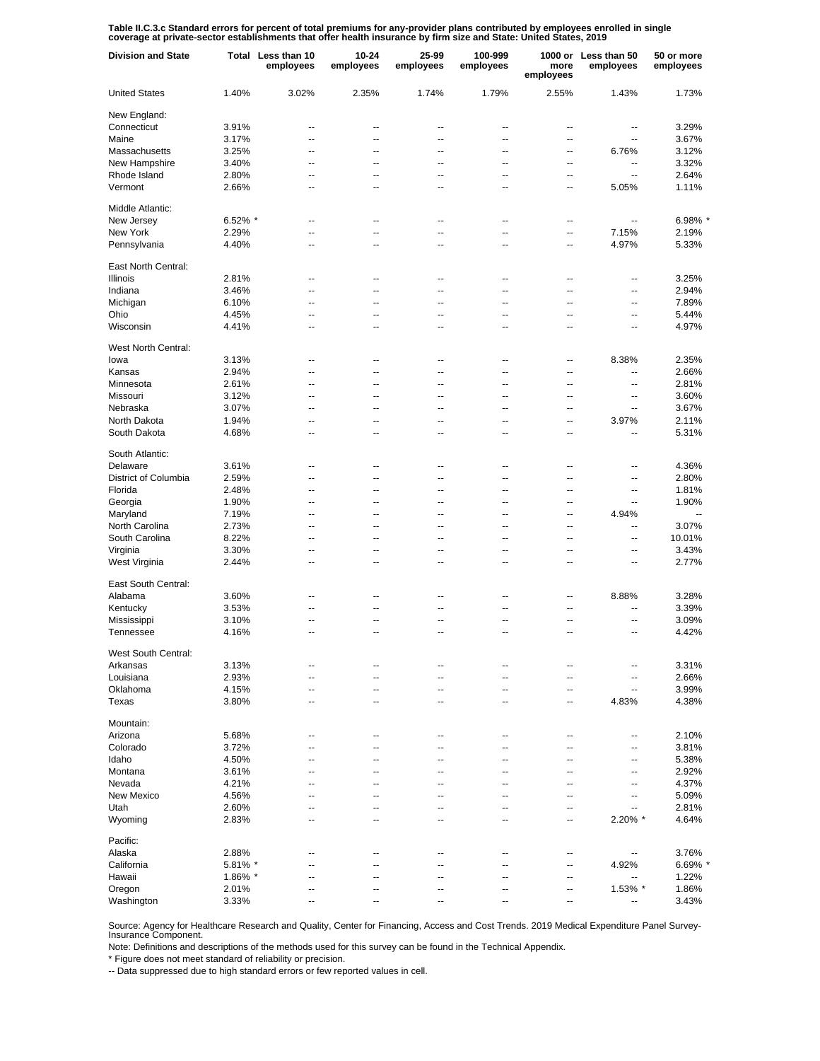**Table II.C.3.c Standard errors for percent of total premiums for any-provider plans contributed by employees enrolled in single coverage at private-sector establishments that offer health insurance by firm size and State: United States, 2019**

| Division and State | Total | Less than 10 employees | 10-24 employees | 25-99 employees | 100-999 employees | 1000 or more employees | Less than 50 employees | 50 or more employees |
|---|---|---|---|---|---|---|---|---|
| United States | 1.40% | 3.02% | 2.35% | 1.74% | 1.79% | 2.55% | 1.43% | 1.73% |
| New England: | | | | | | | | |
| Connecticut | 3.91% | -- | -- | -- | -- | -- | -- | 3.29% |
| Maine | 3.17% | -- | -- | -- | -- | -- | -- | 3.67% |
| Massachusetts | 3.25% | -- | -- | -- | -- | -- | 6.76% | 3.12% |
| New Hampshire | 3.40% | -- | -- | -- | -- | -- | -- | 3.32% |
| Rhode Island | 2.80% | -- | -- | -- | -- | -- | -- | 2.64% |
| Vermont | 2.66% | -- | -- | -- | -- | -- | 5.05% | 1.11% |
| Middle Atlantic: | | | | | | | | |
| New Jersey | 6.52% * | -- | -- | -- | -- | -- | -- | 6.98% * |
| New York | 2.29% | -- | -- | -- | -- | -- | 7.15% | 2.19% |
| Pennsylvania | 4.40% | -- | -- | -- | -- | -- | 4.97% | 5.33% |
| East North Central: | | | | | | | | |
| Illinois | 2.81% | -- | -- | -- | -- | -- | -- | 3.25% |
| Indiana | 3.46% | -- | -- | -- | -- | -- | -- | 2.94% |
| Michigan | 6.10% | -- | -- | -- | -- | -- | -- | 7.89% |
| Ohio | 4.45% | -- | -- | -- | -- | -- | -- | 5.44% |
| Wisconsin | 4.41% | -- | -- | -- | -- | -- | -- | 4.97% |
| West North Central: | | | | | | | | |
| Iowa | 3.13% | -- | -- | -- | -- | -- | 8.38% | 2.35% |
| Kansas | 2.94% | -- | -- | -- | -- | -- | -- | 2.66% |
| Minnesota | 2.61% | -- | -- | -- | -- | -- | -- | 2.81% |
| Missouri | 3.12% | -- | -- | -- | -- | -- | -- | 3.60% |
| Nebraska | 3.07% | -- | -- | -- | -- | -- | -- | 3.67% |
| North Dakota | 1.94% | -- | -- | -- | -- | -- | 3.97% | 2.11% |
| South Dakota | 4.68% | -- | -- | -- | -- | -- | -- | 5.31% |
| South Atlantic: | | | | | | | | |
| Delaware | 3.61% | -- | -- | -- | -- | -- | -- | 4.36% |
| District of Columbia | 2.59% | -- | -- | -- | -- | -- | -- | 2.80% |
| Florida | 2.48% | -- | -- | -- | -- | -- | -- | 1.81% |
| Georgia | 1.90% | -- | -- | -- | -- | -- | -- | 1.90% |
| Maryland | 7.19% | -- | -- | -- | -- | -- | 4.94% | -- |
| North Carolina | 2.73% | -- | -- | -- | -- | -- | -- | 3.07% |
| South Carolina | 8.22% | -- | -- | -- | -- | -- | -- | 10.01% |
| Virginia | 3.30% | -- | -- | -- | -- | -- | -- | 3.43% |
| West Virginia | 2.44% | -- | -- | -- | -- | -- | -- | 2.77% |
| East South Central: | | | | | | | | |
| Alabama | 3.60% | -- | -- | -- | -- | -- | 8.88% | 3.28% |
| Kentucky | 3.53% | -- | -- | -- | -- | -- | -- | 3.39% |
| Mississippi | 3.10% | -- | -- | -- | -- | -- | -- | 3.09% |
| Tennessee | 4.16% | -- | -- | -- | -- | -- | -- | 4.42% |
| West South Central: | | | | | | | | |
| Arkansas | 3.13% | -- | -- | -- | -- | -- | -- | 3.31% |
| Louisiana | 2.93% | -- | -- | -- | -- | -- | -- | 2.66% |
| Oklahoma | 4.15% | -- | -- | -- | -- | -- | -- | 3.99% |
| Texas | 3.80% | -- | -- | -- | -- | -- | 4.83% | 4.38% |
| Mountain: | | | | | | | | |
| Arizona | 5.68% | -- | -- | -- | -- | -- | -- | 2.10% |
| Colorado | 3.72% | -- | -- | -- | -- | -- | -- | 3.81% |
| Idaho | 4.50% | -- | -- | -- | -- | -- | -- | 5.38% |
| Montana | 3.61% | -- | -- | -- | -- | -- | -- | 2.92% |
| Nevada | 4.21% | -- | -- | -- | -- | -- | -- | 4.37% |
| New Mexico | 4.56% | -- | -- | -- | -- | -- | -- | 5.09% |
| Utah | 2.60% | -- | -- | -- | -- | -- | -- | 2.81% |
| Wyoming | 2.83% | -- | -- | -- | -- | -- | 2.20% * | 4.64% |
| Pacific: | | | | | | | | |
| Alaska | 2.88% | -- | -- | -- | -- | -- | -- | 3.76% |
| California | 5.81% * | -- | -- | -- | -- | -- | 4.92% | 6.69% * |
| Hawaii | 1.86% * | -- | -- | -- | -- | -- | -- | 1.22% |
| Oregon | 2.01% | -- | -- | -- | -- | -- | 1.53% * | 1.86% |
| Washington | 3.33% | -- | -- | -- | -- | -- | -- | 3.43% |

Source: Agency for Healthcare Research and Quality, Center for Financing, Access and Cost Trends. 2019 Medical Expenditure Panel Survey-Insurance Component.

Note: Definitions and descriptions of the methods used for this survey can be found in the Technical Appendix.

* Figure does not meet standard of reliability or precision.

-- Data suppressed due to high standard errors or few reported values in cell.